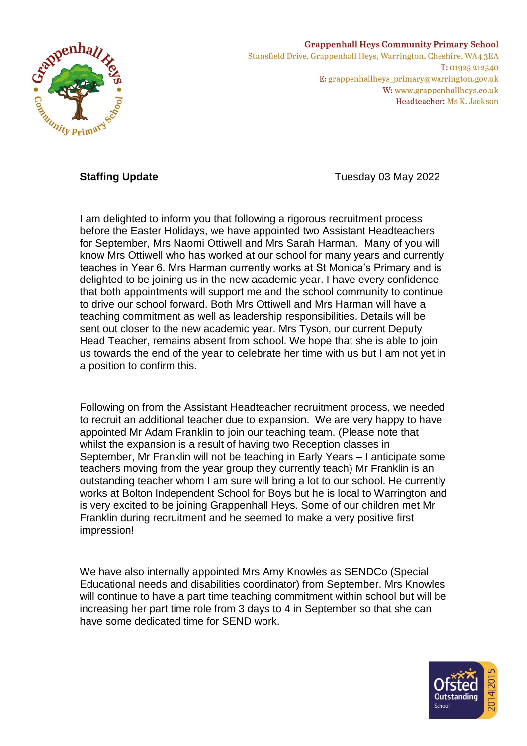Grappenhall Heys Community Primary School
Stansfield Drive, Grappenhall Heys, Warrington, Cheshire, WA4 3EA
T: 01925 212540
E: grappenhallheys_primary@warrington.gov.uk
W: www.grappenhallheys.co.uk
Headteacher: Ms K. Jackson

**Staffing Update** Tuesday 03 May 2022

I am delighted to inform you that following a rigorous recruitment process before the Easter Holidays, we have appointed two Assistant Headteachers for September, Mrs Naomi Ottiwell and Mrs Sarah Harman. Many of you will know Mrs Ottiwell who has worked at our school for many years and currently teaches in Year 6. Mrs Harman currently works at St Monica's Primary and is delighted to be joining us in the new academic year. I have every confidence that both appointments will support me and the school community to continue to drive our school forward. Both Mrs Ottiwell and Mrs Harman will have a teaching commitment as well as leadership responsibilities. Details will be sent out closer to the new academic year. Mrs Tyson, our current Deputy Head Teacher, remains absent from school. We hope that she is able to join us towards the end of the year to celebrate her time with us but I am not yet in a position to confirm this.

Following on from the Assistant Headteacher recruitment process, we needed to recruit an additional teacher due to expansion. We are very happy to have appointed Mr Adam Franklin to join our teaching team. (Please note that whilst the expansion is a result of having two Reception classes in September, Mr Franklin will not be teaching in Early Years – I anticipate some teachers moving from the year group they currently teach) Mr Franklin is an outstanding teacher whom I am sure will bring a lot to our school. He currently works at Bolton Independent School for Boys but he is local to Warrington and is very excited to be joining Grappenhall Heys. Some of our children met Mr Franklin during recruitment and he seemed to make a very positive first impression!

We have also internally appointed Mrs Amy Knowles as SENDCo (Special Educational needs and disabilities coordinator) from September. Mrs Knowles will continue to have a part time teaching commitment within school but will be increasing her part time role from 3 days to 4 in September so that she can have some dedicated time for SEND work.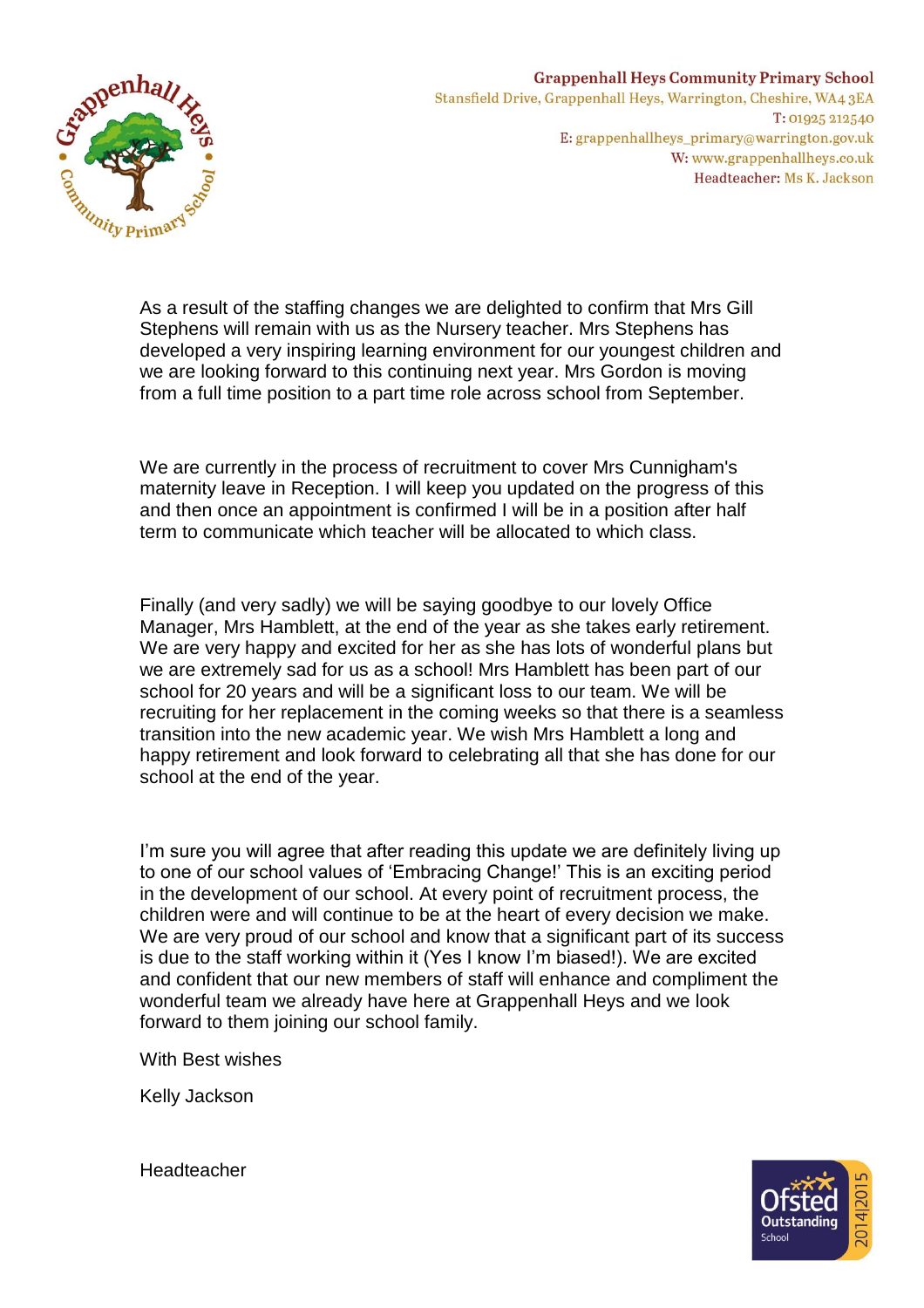**Grappenhall Heys Community Primary School**
Stansfield Drive, Grappenhall Heys, Warrington, Cheshire, WA4 3EA
T: 01925 212540
E: grappenhallheys_primary@warrington.gov.uk
W: www.grappenhallheys.co.uk
Headteacher: Ms K. Jackson

As a result of the staffing changes we are delighted to confirm that Mrs Gill Stephens will remain with us as the Nursery teacher. Mrs Stephens has developed a very inspiring learning environment for our youngest children and we are looking forward to this continuing next year. Mrs Gordon is moving from a full time position to a part time role across school from September.

We are currently in the process of recruitment to cover Mrs Cunnigham's maternity leave in Reception. I will keep you updated on the progress of this and then once an appointment is confirmed I will be in a position after half term to communicate which teacher will be allocated to which class.

Finally (and very sadly) we will be saying goodbye to our lovely Office Manager, Mrs Hamblett, at the end of the year as she takes early retirement. We are very happy and excited for her as she has lots of wonderful plans but we are extremely sad for us as a school! Mrs Hamblett has been part of our school for 20 years and will be a significant loss to our team. We will be recruiting for her replacement in the coming weeks so that there is a seamless transition into the new academic year. We wish Mrs Hamblett a long and happy retirement and look forward to celebrating all that she has done for our school at the end of the year.

I'm sure you will agree that after reading this update we are definitely living up to one of our school values of 'Embracing Change!' This is an exciting period in the development of our school. At every point of recruitment process, the children were and will continue to be at the heart of every decision we make. We are very proud of our school and know that a significant part of its success is due to the staff working within it (Yes I know I'm biased!). We are excited and confident that our new members of staff will enhance and compliment the wonderful team we already have here at Grappenhall Heys and we look forward to them joining our school family.

With Best wishes

Kelly Jackson

Headteacher